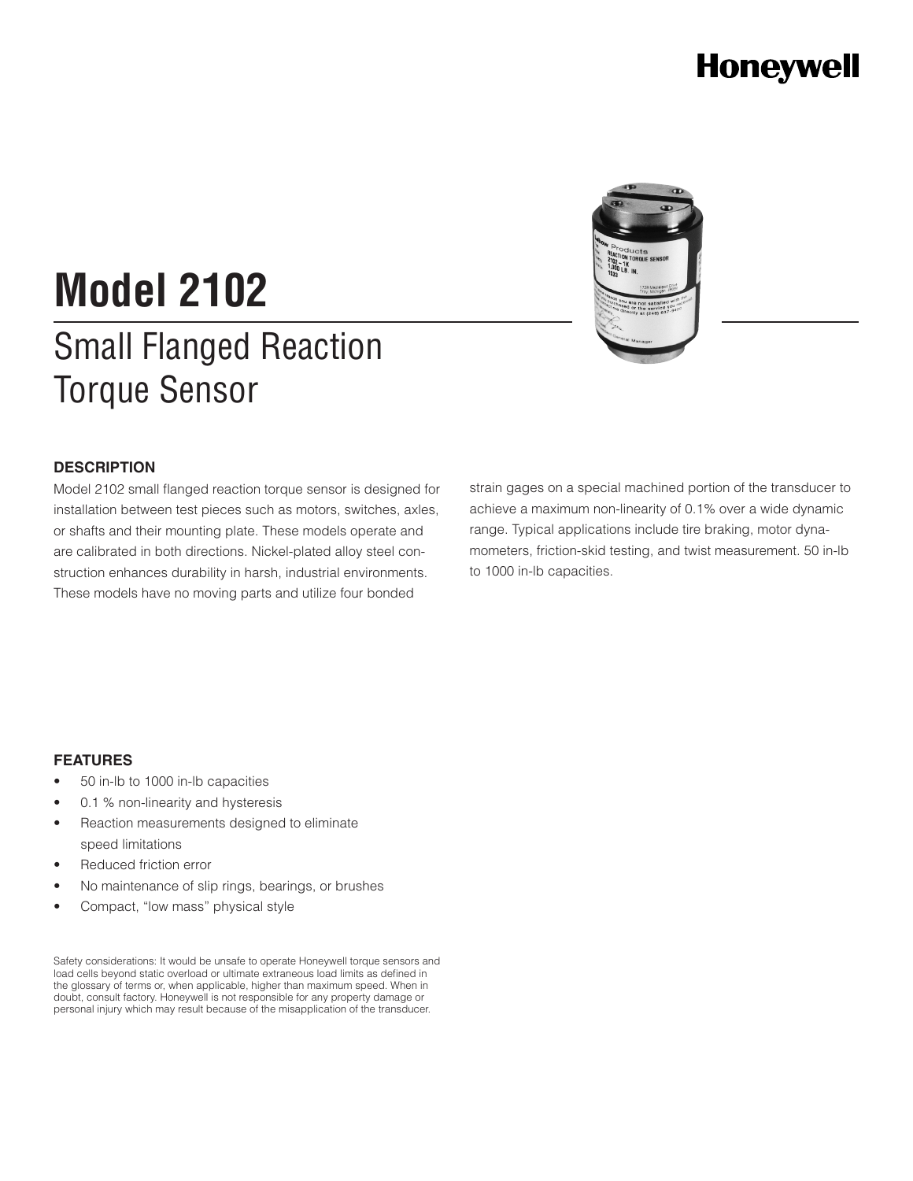Honeywell

# Model 2102

## Small Flanged Reaction Torque Sensor

### DESCRIPTION

Model 2102 small flanged reaction torque sensor is designed for installation between test pieces such as motors, switches, axles, or shafts and their mounting plate. These models operate and are calibrated in both directions. Nickel-plated alloy steel construction enhances durability in harsh, industrial environments. These models have no moving parts and utilize four bonded strain gages on a special machined portion of the transducer to achieve a maximum non-linearity of 0.1% over a wide dynamic range. Typical applications include tire braking, motor dynamometers, friction-skid testing, and twist measurement. 50 in-lb to 1000 in-lb capacities.

### FEATURES

- 50 in-lb to 1000 in-lb capacities
- 0.1 % non-linearity and hysteresis
- Reaction measurements designed to eliminate speed limitations
- Reduced friction error
- No maintenance of slip rings, bearings, or brushes
- Compact, "low mass" physical style

Safety considerations: It would be unsafe to operate Honeywell torque sensors and load cells beyond static overload or ultimate extraneous load limits as defined in the glossary of terms or, when applicable, higher than maximum speed. When in doubt, consult factory. Honeywell is not responsible for any property damage or personal injury which may result because of the misapplication of the transducer.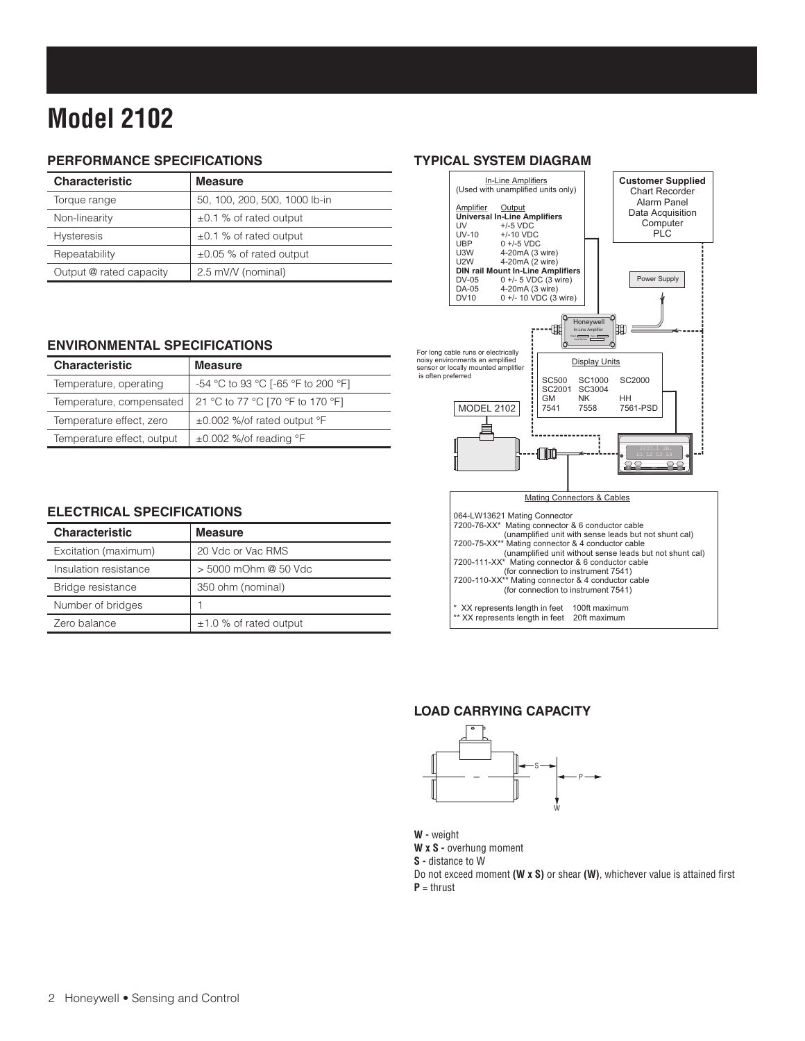# Model 2102

## PERFORMANCE SPECIFICATIONS

| Characteristic | Measure |
|---|---|
| Torque range | 50, 100, 200, 500, 1000 lb-in |
| Non-linearity | ±0.1 % of rated output |
| Hysteresis | ±0.1 % of rated output |
| Repeatability | ±0.05 % of rated output |
| Output @ rated capacity | 2.5 mV/V (nominal) |

## ENVIRONMENTAL SPECIFICATIONS

| Characteristic | Measure |
|---|---|
| Temperature, operating | -54 °C to 93 °C [-65 °F to 200 °F] |
| Temperature, compensated | 21 °C to 77 °C [70 °F to 170 °F] |
| Temperature effect, zero | ±0.002 %/of rated output °F |
| Temperature effect, output | ±0.002 %/of reading °F |

## ELECTRICAL SPECIFICATIONS

| Characteristic | Measure |
|---|---|
| Excitation (maximum) | 20 Vdc or Vac RMS |
| Insulation resistance | > 5000 mOhm @ 50 Vdc |
| Bridge resistance | 350 ohm (nominal) |
| Number of bridges | 1 |
| Zero balance | ±1.0 % of rated output |

## TYPICAL SYSTEM DIAGRAM

In-Line Amplifiers
(Used with unamplified units only)

| Amplifier | Output |
|---|---|
| **Universal In-Line Amplifiers** | |
| UV | +/-5 VDC |
| UV-10 | +/-10 VDC |
| UBP | 0 +/-5 VDC |
| U3W | 4-20mA (3 wire) |
| U2W | 4-20mA (2 wire) |
| **DIN rail Mount In-Line Amplifiers** | |
| DV-05 | 0 +/- 5 VDC (3 wire) |
| DA-05 | 4-20mA (3 wire) |
| DV10 | 0 +/- 10 VDC (3 wire) |

**Customer Supplied**
Chart Recorder
Alarm Panel
Data Acquisition
Computer
PLC

Power Supply

Honeywell In-Line Amplifier

For long cable runs or electrically noisy environments an amplified sensor or locally mounted amplifier is often preferred

MODEL 2102

Display Units

SC500 SC1000 SC2000
SC2001 SC3004
GM NK HH
7541 7558 7561-PSD

Mating Connectors & Cables

064-LW13621 Mating Connector
7200-76-XX* Mating connector & 6 conductor cable (unamplified unit with sense leads but not shunt cal)
7200-75-XX** Mating connector & 4 conductor cable (unamplified unit without sense leads but not shunt cal)
7200-111-XX* Mating connector & 6 conductor cable (for connection to instrument 7541)
7200-110-XX** Mating connector & 4 conductor cable (for connection to instrument 7541)

\* XX represents length in feet 100ft maximum
\*\* XX represents length in feet 20ft maximum

## LOAD CARRYING CAPACITY

**W -** weight
**W x S -** overhung moment
**S -** distance to W
Do not exceed moment **(W x S)** or shear **(W)**, whichever value is attained first
**P** = thrust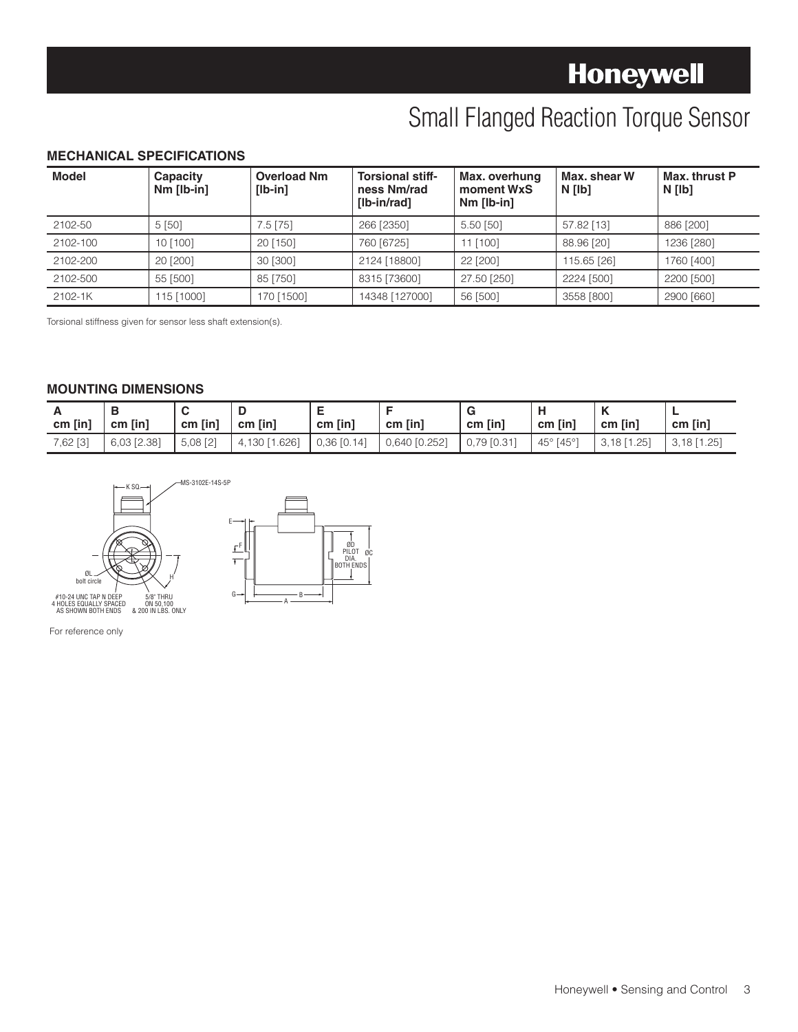# Small Flanged Reaction Torque Sensor

## MECHANICAL SPECIFICATIONS

| Model | Capacity Nm [lb-in] | Overload Nm [lb-in] | Torsional stiff-ness Nm/rad [lb-in/rad] | Max. overhung moment WxS Nm [lb-in] | Max. shear W N [lb] | Max. thrust P N [lb] |
|---|---|---|---|---|---|---|
| 2102-50 | 5 [50] | 7.5 [75] | 266 [2350] | 5.50 [50] | 57.82 [13] | 886 [200] |
| 2102-100 | 10 [100] | 20 [150] | 760 [6725] | 11 [100] | 88.96 [20] | 1236 [280] |
| 2102-200 | 20 [200] | 30 [300] | 2124 [18800] | 22 [200] | 115.65 [26] | 1760 [400] |
| 2102-500 | 55 [500] | 85 [750] | 8315 [73600] | 27.50 [250] | 2224 [500] | 2200 [500] |
| 2102-1K | 115 [1000] | 170 [1500] | 14348 [127000] | 56 [500] | 3558 [800] | 2900 [660] |

Torsional stiffness given for sensor less shaft extension(s).

## MOUNTING DIMENSIONS

| A cm [in] | B cm [in] | C cm [in] | D cm [in] | E cm [in] | F cm [in] | G cm [in] | H cm [in] | K cm [in] | L cm [in] |
|---|---|---|---|---|---|---|---|---|---|
| 7,62 [3] | 6,03 [2.38] | 5,08 [2] | 4,130 [1.626] | 0,36 [0.14] | 0,640 [0.252] | 0,79 [0.31] | 45° [45°] | 3,18 [1.25] | 3,18 [1.25] |

K SQ. — MS-3102E-14S-5P

ØL bolt circle — H

#10-24 UNC TAP N DEEP 4 HOLES EQUALLY SPACED AS SHOWN BOTH ENDS

5/8" THRU ON 50,100 & 200 IN LBS. ONLY

E, F, G, B, A, ØD PILOT DIA. BOTH ENDS, ØC

For reference only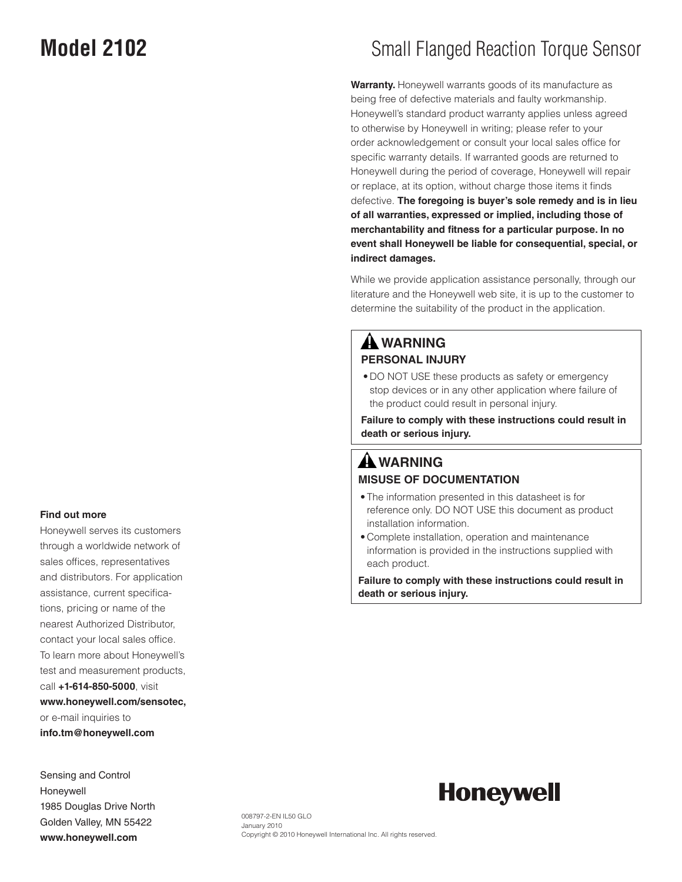# Model 2102

## Small Flanged Reaction Torque Sensor

**Warranty.** Honeywell warrants goods of its manufacture as being free of defective materials and faulty workmanship. Honeywell's standard product warranty applies unless agreed to otherwise by Honeywell in writing; please refer to your order acknowledgement or consult your local sales office for specific warranty details. If warranted goods are returned to Honeywell during the period of coverage, Honeywell will repair or replace, at its option, without charge those items it finds defective. **The foregoing is buyer's sole remedy and is in lieu of all warranties, expressed or implied, including those of merchantability and fitness for a particular purpose. In no event shall Honeywell be liable for consequential, special, or indirect damages.**

While we provide application assistance personally, through our literature and the Honeywell web site, it is up to the customer to determine the suitability of the product in the application.

**WARNING**
**PERSONAL INJURY**

- DO NOT USE these products as safety or emergency stop devices or in any other application where failure of the product could result in personal injury.

**Failure to comply with these instructions could result in death or serious injury.**

**WARNING**
**MISUSE OF DOCUMENTATION**

- The information presented in this datasheet is for reference only. DO NOT USE this document as product installation information.
- Complete installation, operation and maintenance information is provided in the instructions supplied with each product.

**Failure to comply with these instructions could result in death or serious injury.**

**Find out more**

Honeywell serves its customers through a worldwide network of sales offices, representatives and distributors. For application assistance, current specifications, pricing or name of the nearest Authorized Distributor, contact your local sales office. To learn more about Honeywell's test and measurement products, call **+1-614-850-5000**, visit **www.honeywell.com/sensotec,** or e-mail inquiries to **info.tm@honeywell.com**

Sensing and Control
Honeywell
1985 Douglas Drive North
Golden Valley, MN 55422
**www.honeywell.com**

008797-2-EN IL50 GLO
January 2010
Copyright © 2010 Honeywell International Inc. All rights reserved.

Honeywell